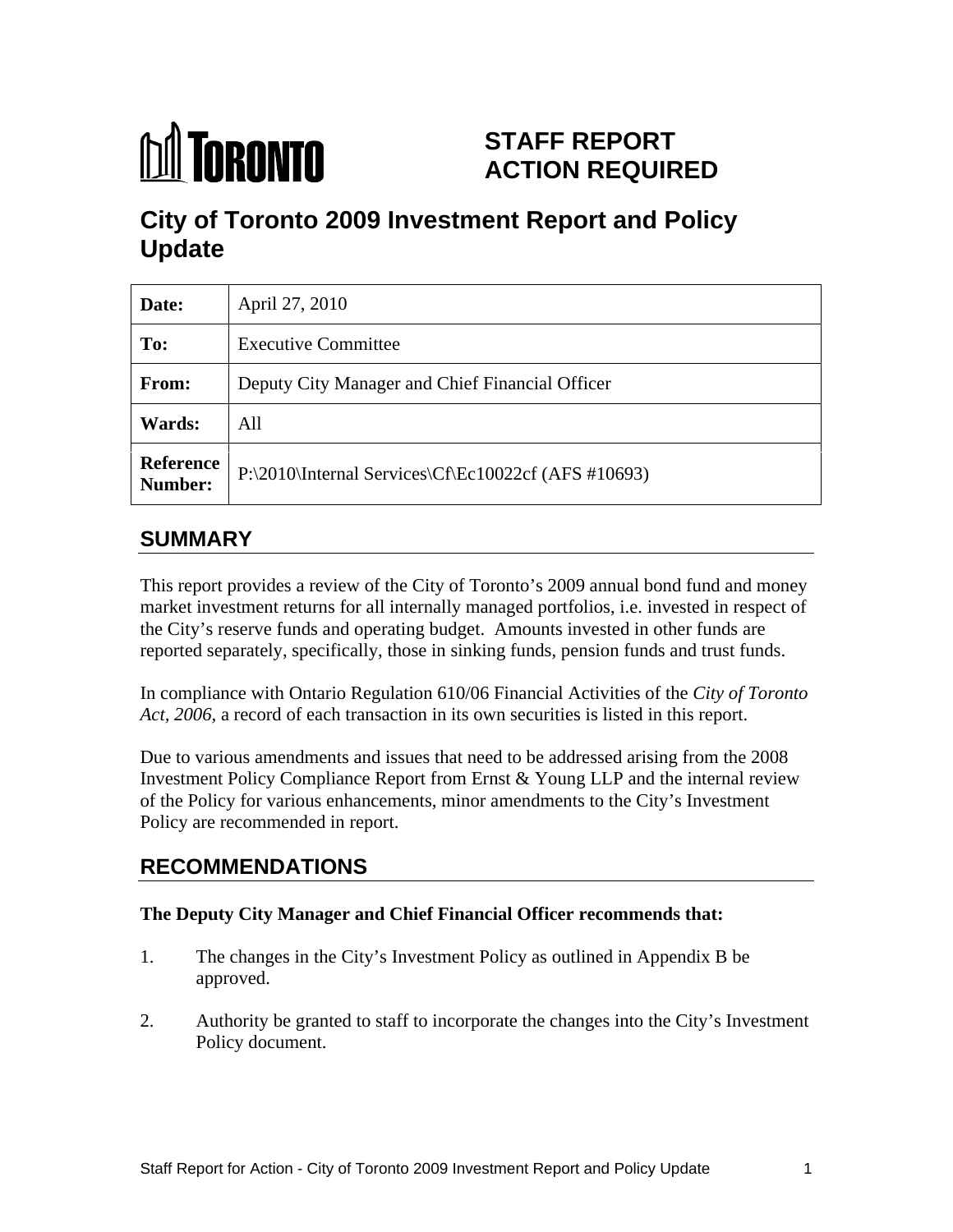TORONTO

# STAFF REPORT ACTION REQUIRED

# City of Toronto 2009 Investment Report and Policy Update

| **Date:** | April 27, 2010 |
|---|---|
| **To:** | Executive Committee |
| **From:** | Deputy City Manager and Chief Financial Officer |
| **Wards:** | All |
| **Reference Number:** | P:\2010\Internal Services\Cf\Ec10022cf (AFS #10693) |

## SUMMARY

This report provides a review of the City of Toronto's 2009 annual bond fund and money market investment returns for all internally managed portfolios, i.e. invested in respect of the City's reserve funds and operating budget. Amounts invested in other funds are reported separately, specifically, those in sinking funds, pension funds and trust funds.

In compliance with Ontario Regulation 610/06 Financial Activities of the *City of Toronto Act, 2006*, a record of each transaction in its own securities is listed in this report.

Due to various amendments and issues that need to be addressed arising from the 2008 Investment Policy Compliance Report from Ernst & Young LLP and the internal review of the Policy for various enhancements, minor amendments to the City's Investment Policy are recommended in report.

## RECOMMENDATIONS

**The Deputy City Manager and Chief Financial Officer recommends that:**

1. The changes in the City's Investment Policy as outlined in Appendix B be approved.

2. Authority be granted to staff to incorporate the changes into the City's Investment Policy document.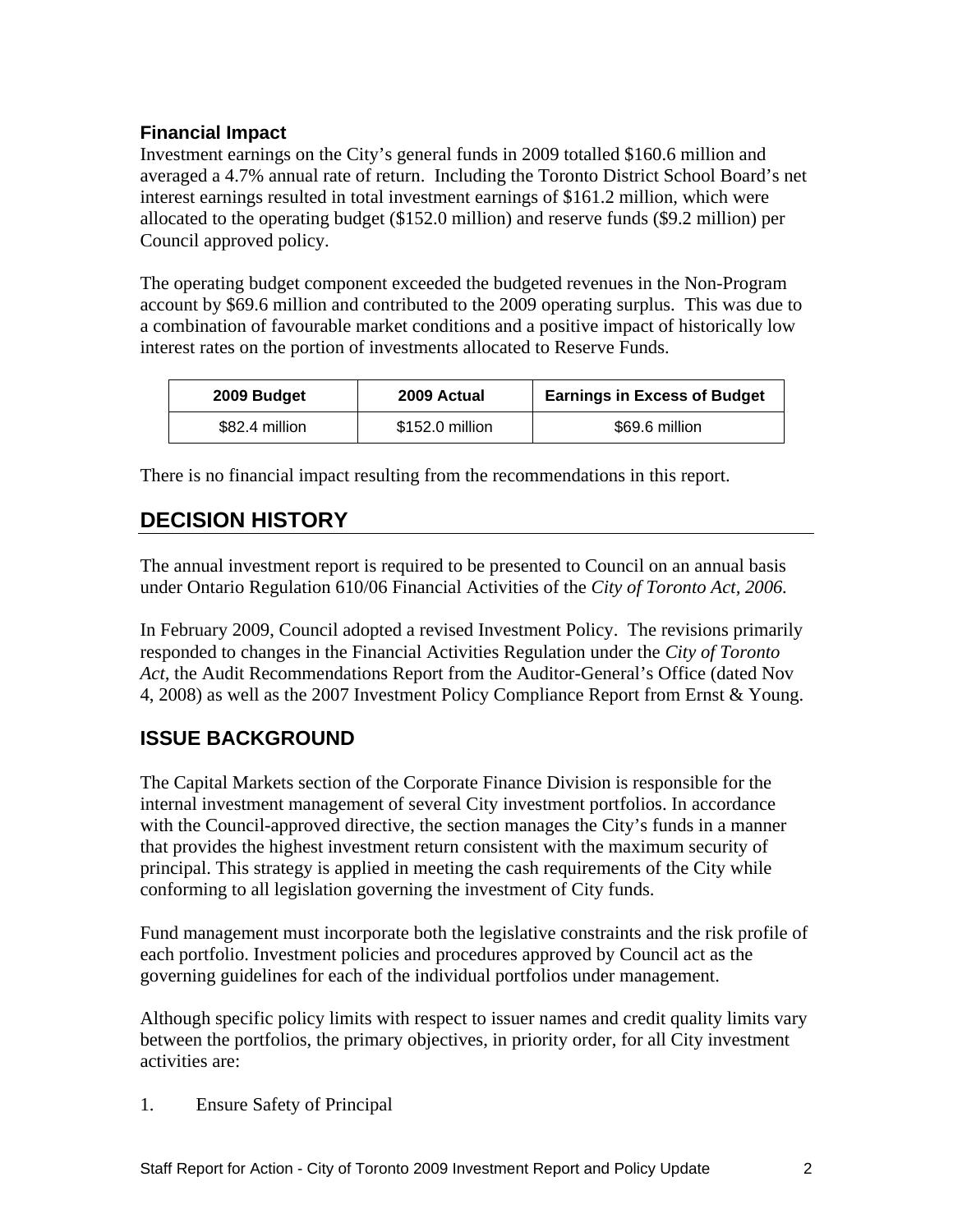### Financial Impact

Investment earnings on the City's general funds in 2009 totalled \$160.6 million and averaged a 4.7% annual rate of return. Including the Toronto District School Board's net interest earnings resulted in total investment earnings of \$161.2 million, which were allocated to the operating budget (\$152.0 million) and reserve funds (\$9.2 million) per Council approved policy.

The operating budget component exceeded the budgeted revenues in the Non-Program account by \$69.6 million and contributed to the 2009 operating surplus. This was due to a combination of favourable market conditions and a positive impact of historically low interest rates on the portion of investments allocated to Reserve Funds.

| 2009 Budget | 2009 Actual | Earnings in Excess of Budget |
|---|---|---|
| \$82.4 million | \$152.0 million | \$69.6 million |

There is no financial impact resulting from the recommendations in this report.

## DECISION HISTORY

The annual investment report is required to be presented to Council on an annual basis under Ontario Regulation 610/06 Financial Activities of the *City of Toronto Act, 2006.*

In February 2009, Council adopted a revised Investment Policy. The revisions primarily responded to changes in the Financial Activities Regulation under the *City of Toronto Act,* the Audit Recommendations Report from the Auditor-General's Office (dated Nov 4, 2008) as well as the 2007 Investment Policy Compliance Report from Ernst & Young.

## ISSUE BACKGROUND

The Capital Markets section of the Corporate Finance Division is responsible for the internal investment management of several City investment portfolios. In accordance with the Council-approved directive, the section manages the City's funds in a manner that provides the highest investment return consistent with the maximum security of principal. This strategy is applied in meeting the cash requirements of the City while conforming to all legislation governing the investment of City funds.

Fund management must incorporate both the legislative constraints and the risk profile of each portfolio. Investment policies and procedures approved by Council act as the governing guidelines for each of the individual portfolios under management.

Although specific policy limits with respect to issuer names and credit quality limits vary between the portfolios, the primary objectives, in priority order, for all City investment activities are:

1. Ensure Safety of Principal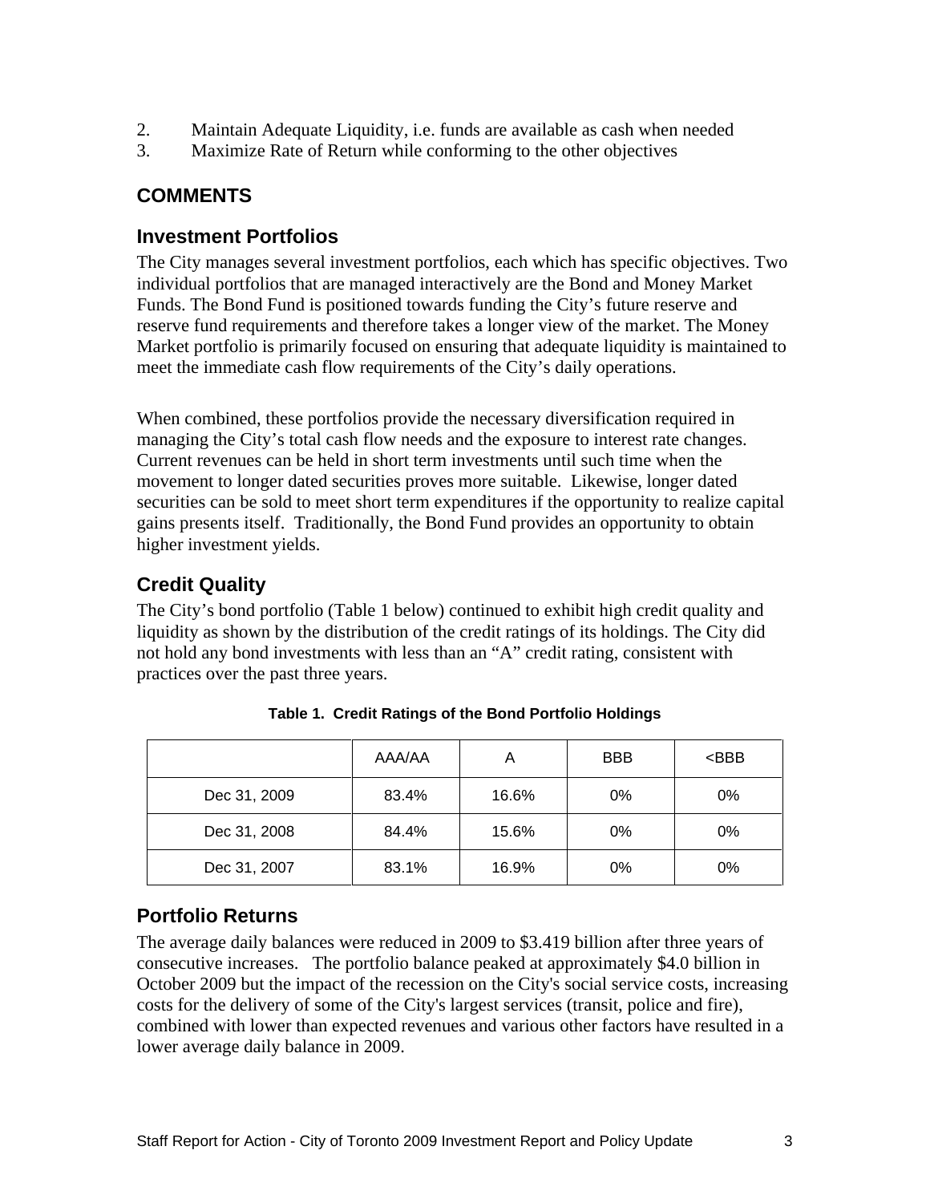2. Maintain Adequate Liquidity, i.e. funds are available as cash when needed
3. Maximize Rate of Return while conforming to the other objectives

## COMMENTS

### Investment Portfolios

The City manages several investment portfolios, each which has specific objectives. Two individual portfolios that are managed interactively are the Bond and Money Market Funds. The Bond Fund is positioned towards funding the City's future reserve and reserve fund requirements and therefore takes a longer view of the market. The Money Market portfolio is primarily focused on ensuring that adequate liquidity is maintained to meet the immediate cash flow requirements of the City's daily operations.

When combined, these portfolios provide the necessary diversification required in managing the City's total cash flow needs and the exposure to interest rate changes. Current revenues can be held in short term investments until such time when the movement to longer dated securities proves more suitable. Likewise, longer dated securities can be sold to meet short term expenditures if the opportunity to realize capital gains presents itself. Traditionally, the Bond Fund provides an opportunity to obtain higher investment yields.

### Credit Quality

The City's bond portfolio (Table 1 below) continued to exhibit high credit quality and liquidity as shown by the distribution of the credit ratings of its holdings. The City did not hold any bond investments with less than an "A" credit rating, consistent with practices over the past three years.

**Table 1. Credit Ratings of the Bond Portfolio Holdings**

| | AAA/AA | A | BBB | <BBB |
|---|---|---|---|---|
| Dec 31, 2009 | 83.4% | 16.6% | 0% | 0% |
| Dec 31, 2008 | 84.4% | 15.6% | 0% | 0% |
| Dec 31, 2007 | 83.1% | 16.9% | 0% | 0% |

### Portfolio Returns

The average daily balances were reduced in 2009 to $3.419 billion after three years of consecutive increases. The portfolio balance peaked at approximately $4.0 billion in October 2009 but the impact of the recession on the City's social service costs, increasing costs for the delivery of some of the City's largest services (transit, police and fire), combined with lower than expected revenues and various other factors have resulted in a lower average daily balance in 2009.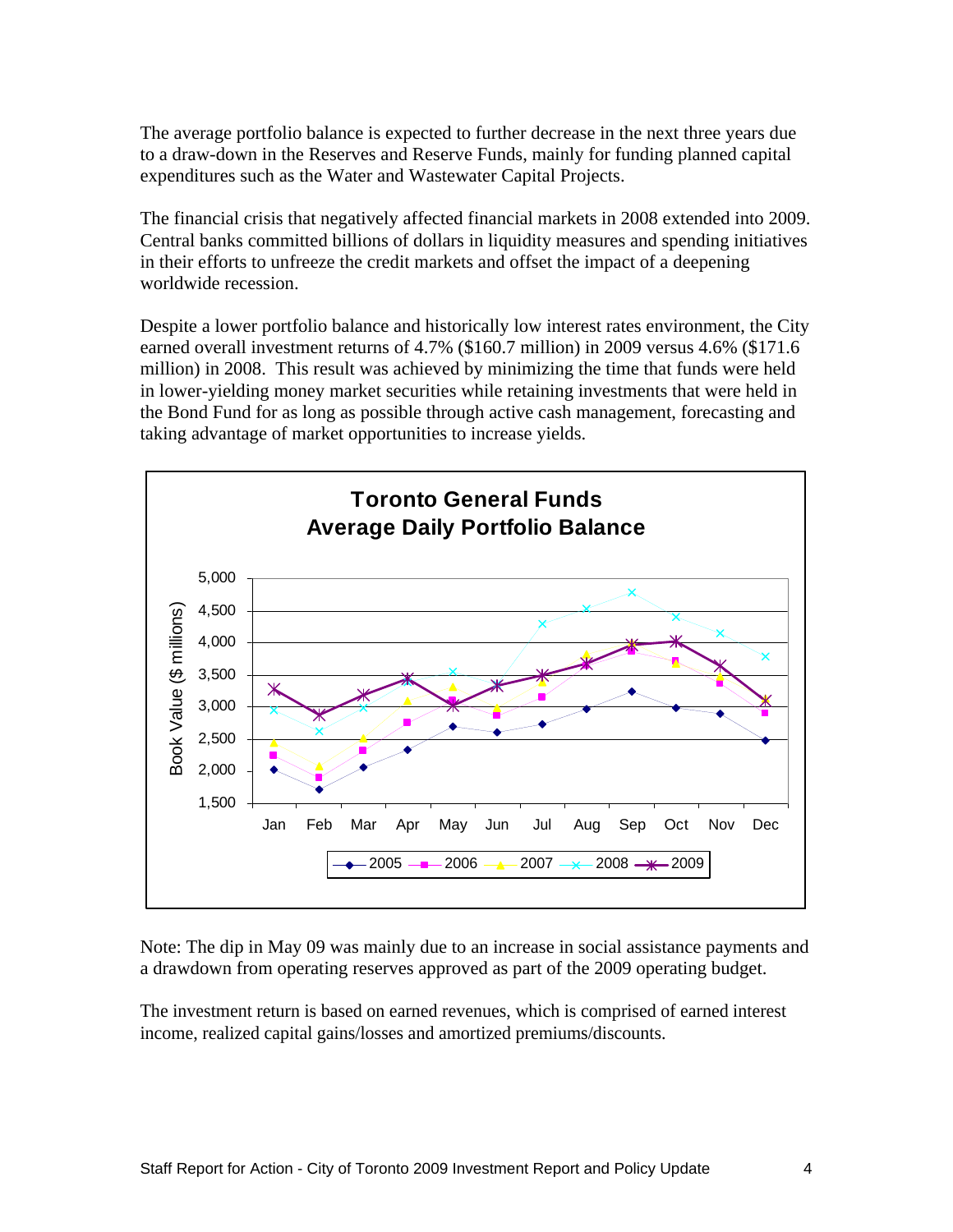The average portfolio balance is expected to further decrease in the next three years due to a draw-down in the Reserves and Reserve Funds, mainly for funding planned capital expenditures such as the Water and Wastewater Capital Projects.

The financial crisis that negatively affected financial markets in 2008 extended into 2009. Central banks committed billions of dollars in liquidity measures and spending initiatives in their efforts to unfreeze the credit markets and offset the impact of a deepening worldwide recession.

Despite a lower portfolio balance and historically low interest rates environment, the City earned overall investment returns of 4.7% ($160.7 million) in 2009 versus 4.6% ($171.6 million) in 2008. This result was achieved by minimizing the time that funds were held in lower-yielding money market securities while retaining investments that were held in the Bond Fund for as long as possible through active cash management, forecasting and taking advantage of market opportunities to increase yields.

**Toronto General Funds**
**Average Daily Portfolio Balance**

Note: The dip in May 09 was mainly due to an increase in social assistance payments and a drawdown from operating reserves approved as part of the 2009 operating budget.

The investment return is based on earned revenues, which is comprised of earned interest income, realized capital gains/losses and amortized premiums/discounts.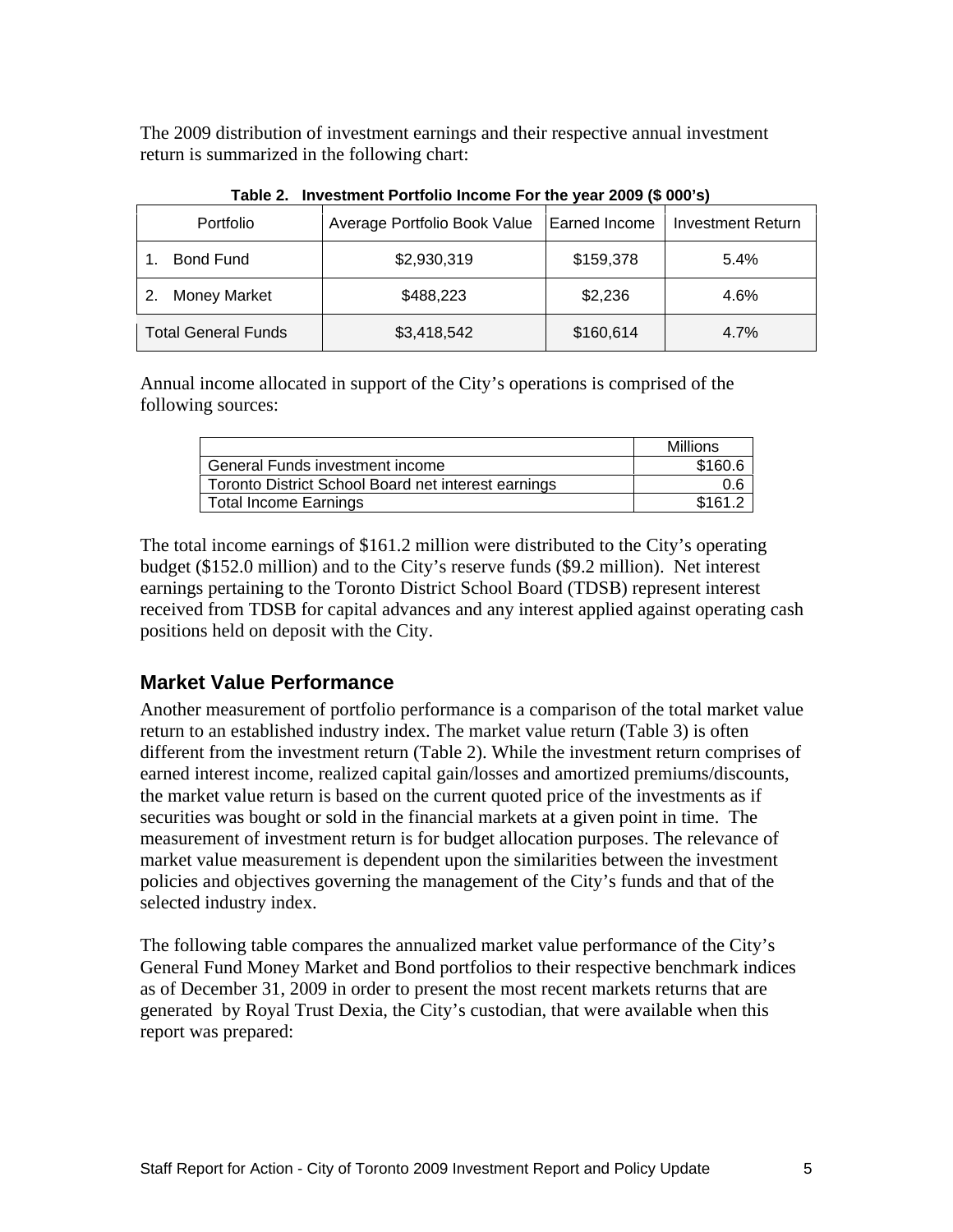The 2009 distribution of investment earnings and their respective annual investment return is summarized in the following chart:

**Table 2. Investment Portfolio Income For the year 2009 ($ 000's)**

| Portfolio | Average Portfolio Book Value | Earned Income | Investment Return |
|---|---|---|---|
| 1. Bond Fund | $2,930,319 | $159,378 | 5.4% |
| 2. Money Market | $488,223 | $2,236 | 4.6% |
| Total General Funds | $3,418,542 | $160,614 | 4.7% |

Annual income allocated in support of the City's operations is comprised of the following sources:

| | Millions |
|---|---|
| General Funds investment income | $160.6 |
| Toronto District School Board net interest earnings | 0.6 |
| Total Income Earnings | $161.2 |

The total income earnings of $161.2 million were distributed to the City's operating budget ($152.0 million) and to the City's reserve funds ($9.2 million). Net interest earnings pertaining to the Toronto District School Board (TDSB) represent interest received from TDSB for capital advances and any interest applied against operating cash positions held on deposit with the City.

## Market Value Performance

Another measurement of portfolio performance is a comparison of the total market value return to an established industry index. The market value return (Table 3) is often different from the investment return (Table 2). While the investment return comprises of earned interest income, realized capital gain/losses and amortized premiums/discounts, the market value return is based on the current quoted price of the investments as if securities was bought or sold in the financial markets at a given point in time. The measurement of investment return is for budget allocation purposes. The relevance of market value measurement is dependent upon the similarities between the investment policies and objectives governing the management of the City's funds and that of the selected industry index.

The following table compares the annualized market value performance of the City's General Fund Money Market and Bond portfolios to their respective benchmark indices as of December 31, 2009 in order to present the most recent markets returns that are generated by Royal Trust Dexia, the City's custodian, that were available when this report was prepared: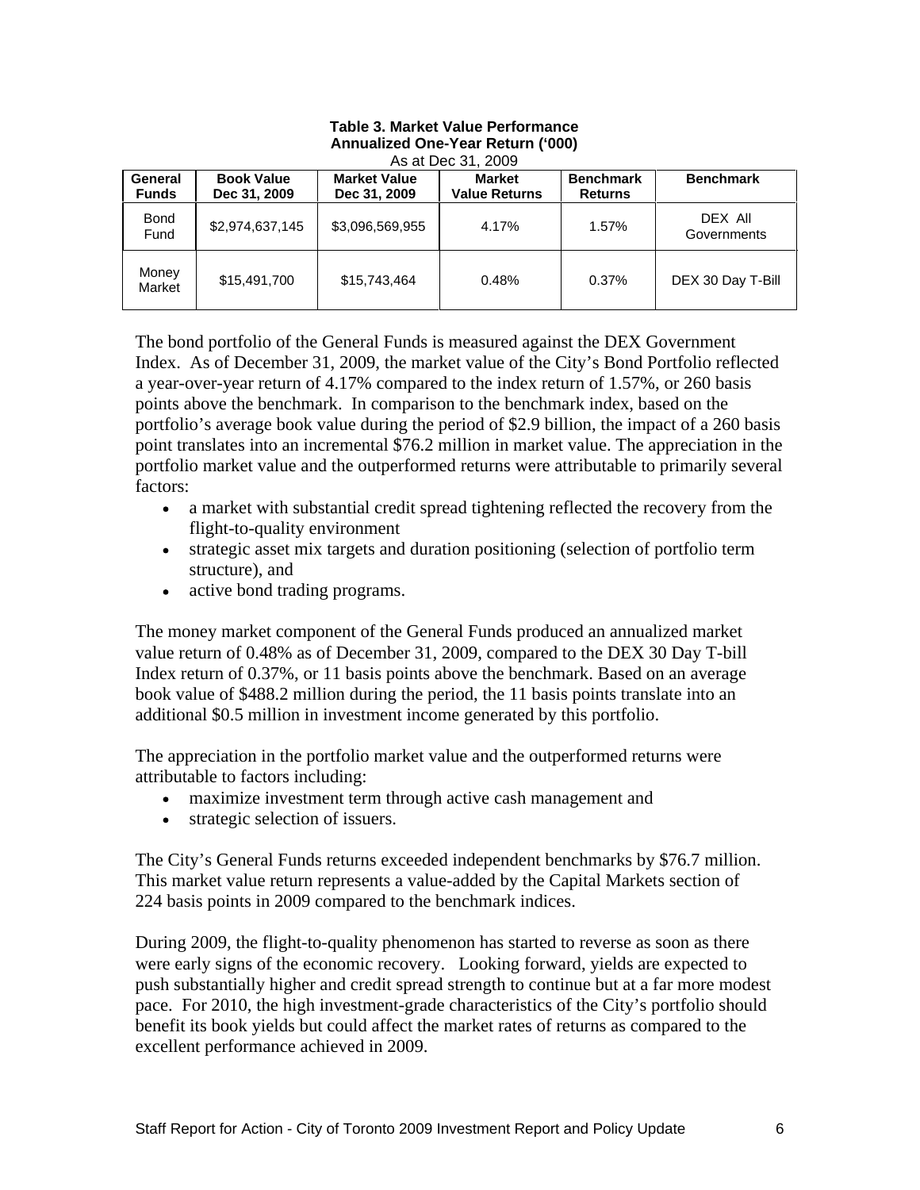**Table 3. Market Value Performance**
**Annualized One-Year Return ('000)**
As at Dec 31, 2009

| General Funds | Book Value Dec 31, 2009 | Market Value Dec 31, 2009 | Market Value Returns | Benchmark Returns | Benchmark |
|---|---|---|---|---|---|
| Bond Fund | $2,974,637,145 | $3,096,569,955 | 4.17% | 1.57% | DEX All Governments |
| Money Market | $15,491,700 | $15,743,464 | 0.48% | 0.37% | DEX 30 Day T-Bill |

The bond portfolio of the General Funds is measured against the DEX Government Index. As of December 31, 2009, the market value of the City's Bond Portfolio reflected a year-over-year return of 4.17% compared to the index return of 1.57%, or 260 basis points above the benchmark. In comparison to the benchmark index, based on the portfolio's average book value during the period of $2.9 billion, the impact of a 260 basis point translates into an incremental $76.2 million in market value. The appreciation in the portfolio market value and the outperformed returns were attributable to primarily several factors:

- a market with substantial credit spread tightening reflected the recovery from the flight-to-quality environment
- strategic asset mix targets and duration positioning (selection of portfolio term structure), and
- active bond trading programs.

The money market component of the General Funds produced an annualized market value return of 0.48% as of December 31, 2009, compared to the DEX 30 Day T-bill Index return of 0.37%, or 11 basis points above the benchmark. Based on an average book value of $488.2 million during the period, the 11 basis points translate into an additional $0.5 million in investment income generated by this portfolio.

The appreciation in the portfolio market value and the outperformed returns were attributable to factors including:

- maximize investment term through active cash management and
- strategic selection of issuers.

The City's General Funds returns exceeded independent benchmarks by $76.7 million. This market value return represents a value-added by the Capital Markets section of 224 basis points in 2009 compared to the benchmark indices.

During 2009, the flight-to-quality phenomenon has started to reverse as soon as there were early signs of the economic recovery. Looking forward, yields are expected to push substantially higher and credit spread strength to continue but at a far more modest pace. For 2010, the high investment-grade characteristics of the City's portfolio should benefit its book yields but could affect the market rates of returns as compared to the excellent performance achieved in 2009.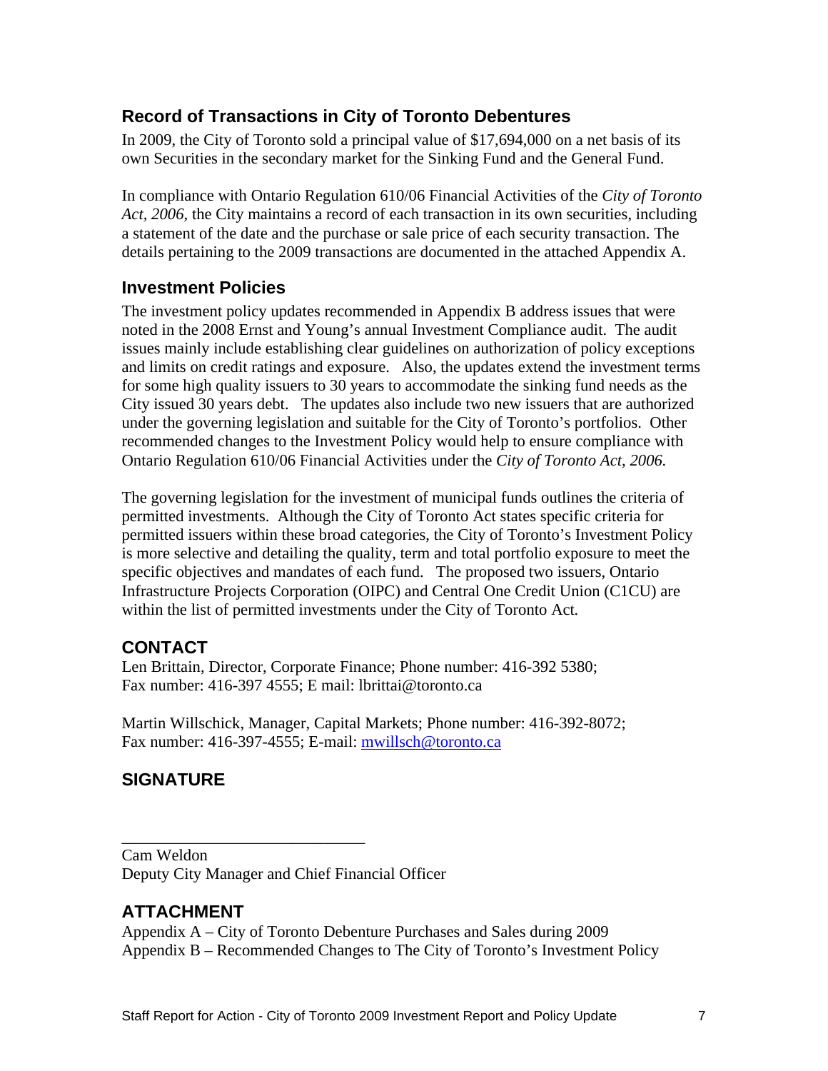## Record of Transactions in City of Toronto Debentures

In 2009, the City of Toronto sold a principal value of $17,694,000 on a net basis of its own Securities in the secondary market for the Sinking Fund and the General Fund.

In compliance with Ontario Regulation 610/06 Financial Activities of the *City of Toronto Act, 2006*, the City maintains a record of each transaction in its own securities, including a statement of the date and the purchase or sale price of each security transaction. The details pertaining to the 2009 transactions are documented in the attached Appendix A.

## Investment Policies

The investment policy updates recommended in Appendix B address issues that were noted in the 2008 Ernst and Young's annual Investment Compliance audit. The audit issues mainly include establishing clear guidelines on authorization of policy exceptions and limits on credit ratings and exposure. Also, the updates extend the investment terms for some high quality issuers to 30 years to accommodate the sinking fund needs as the City issued 30 years debt. The updates also include two new issuers that are authorized under the governing legislation and suitable for the City of Toronto's portfolios. Other recommended changes to the Investment Policy would help to ensure compliance with Ontario Regulation 610/06 Financial Activities under the *City of Toronto Act, 2006.*

The governing legislation for the investment of municipal funds outlines the criteria of permitted investments. Although the City of Toronto Act states specific criteria for permitted issuers within these broad categories, the City of Toronto's Investment Policy is more selective and detailing the quality, term and total portfolio exposure to meet the specific objectives and mandates of each fund. The proposed two issuers, Ontario Infrastructure Projects Corporation (OIPC) and Central One Credit Union (C1CU) are within the list of permitted investments under the City of Toronto Act*.*

## CONTACT

Len Brittain, Director, Corporate Finance; Phone number: 416-392 5380;
Fax number: 416-397 4555; E mail: lbrittai@toronto.ca

Martin Willschick, Manager, Capital Markets; Phone number: 416-392-8072;
Fax number: 416-397-4555; E-mail: mwillsch@toronto.ca

## SIGNATURE

_______________________________
Cam Weldon
Deputy City Manager and Chief Financial Officer

## ATTACHMENT

Appendix A – City of Toronto Debenture Purchases and Sales during 2009
Appendix B – Recommended Changes to The City of Toronto's Investment Policy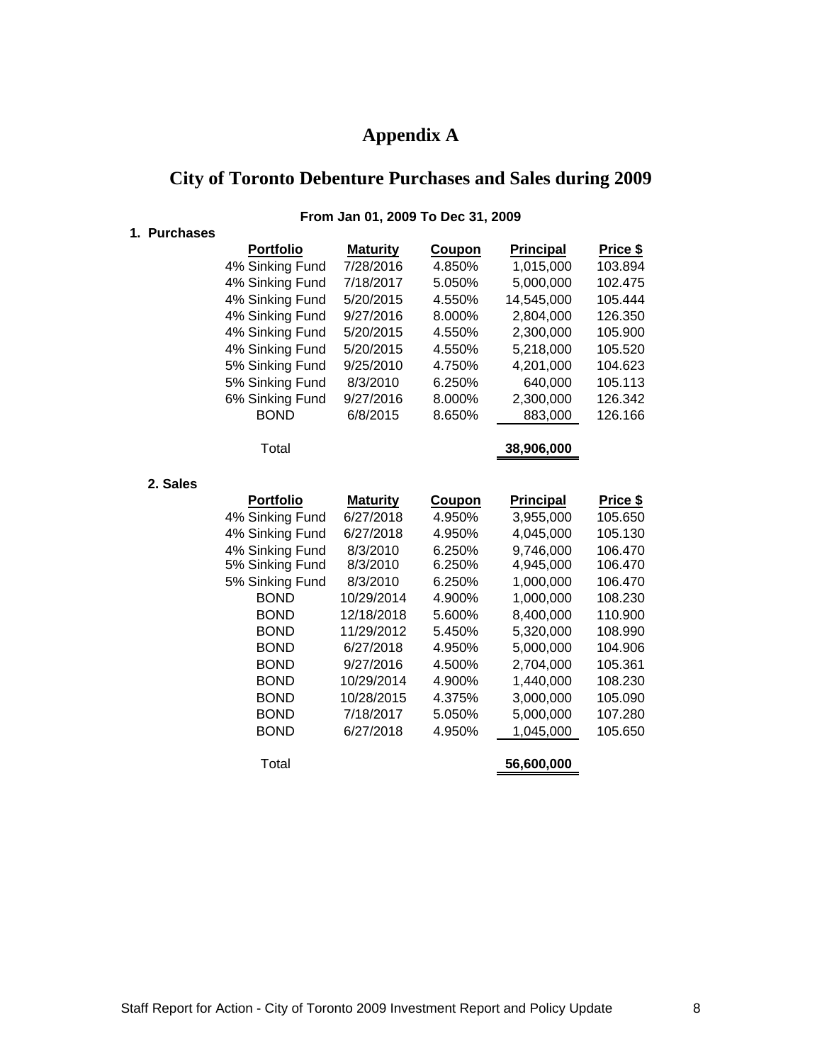# Appendix A

## City of Toronto Debenture Purchases and Sales during 2009

**From Jan 01, 2009 To Dec 31, 2009**

**1. Purchases**

| Portfolio | Maturity | Coupon | Principal | Price $ |
|---|---|---|---|---|
| 4% Sinking Fund | 7/28/2016 | 4.850% | 1,015,000 | 103.894 |
| 4% Sinking Fund | 7/18/2017 | 5.050% | 5,000,000 | 102.475 |
| 4% Sinking Fund | 5/20/2015 | 4.550% | 14,545,000 | 105.444 |
| 4% Sinking Fund | 9/27/2016 | 8.000% | 2,804,000 | 126.350 |
| 4% Sinking Fund | 5/20/2015 | 4.550% | 2,300,000 | 105.900 |
| 4% Sinking Fund | 5/20/2015 | 4.550% | 5,218,000 | 105.520 |
| 5% Sinking Fund | 9/25/2010 | 4.750% | 4,201,000 | 104.623 |
| 5% Sinking Fund | 8/3/2010 | 6.250% | 640,000 | 105.113 |
| 6% Sinking Fund | 9/27/2016 | 8.000% | 2,300,000 | 126.342 |
| BOND | 6/8/2015 | 8.650% | 883,000 | 126.166 |
| Total | | | **38,906,000** | |

**2. Sales**

| Portfolio | Maturity | Coupon | Principal | Price $ |
|---|---|---|---|---|
| 4% Sinking Fund | 6/27/2018 | 4.950% | 3,955,000 | 105.650 |
| 4% Sinking Fund | 6/27/2018 | 4.950% | 4,045,000 | 105.130 |
| 4% Sinking Fund | 8/3/2010 | 6.250% | 9,746,000 | 106.470 |
| 5% Sinking Fund | 8/3/2010 | 6.250% | 4,945,000 | 106.470 |
| 5% Sinking Fund | 8/3/2010 | 6.250% | 1,000,000 | 106.470 |
| BOND | 10/29/2014 | 4.900% | 1,000,000 | 108.230 |
| BOND | 12/18/2018 | 5.600% | 8,400,000 | 110.900 |
| BOND | 11/29/2012 | 5.450% | 5,320,000 | 108.990 |
| BOND | 6/27/2018 | 4.950% | 5,000,000 | 104.906 |
| BOND | 9/27/2016 | 4.500% | 2,704,000 | 105.361 |
| BOND | 10/29/2014 | 4.900% | 1,440,000 | 108.230 |
| BOND | 10/28/2015 | 4.375% | 3,000,000 | 105.090 |
| BOND | 7/18/2017 | 5.050% | 5,000,000 | 107.280 |
| BOND | 6/27/2018 | 4.950% | 1,045,000 | 105.650 |
| Total | | | **56,600,000** | |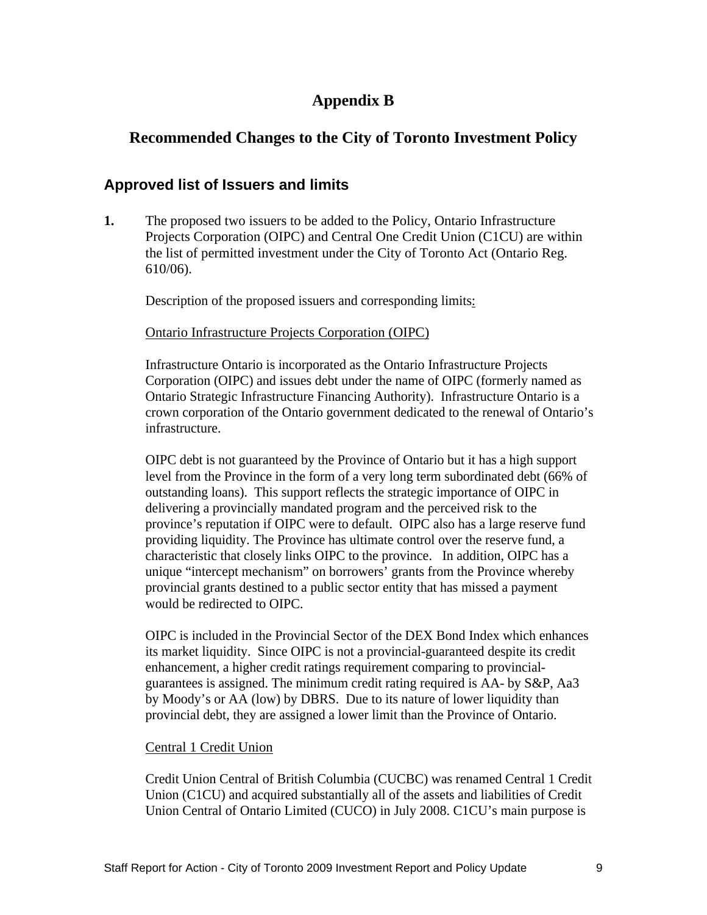# Appendix B

## Recommended Changes to the City of Toronto Investment Policy

### Approved list of Issuers and limits

**1.** The proposed two issuers to be added to the Policy, Ontario Infrastructure Projects Corporation (OIPC) and Central One Credit Union (C1CU) are within the list of permitted investment under the City of Toronto Act (Ontario Reg. 610/06).

Description of the proposed issuers and corresponding limits:

Ontario Infrastructure Projects Corporation (OIPC)

Infrastructure Ontario is incorporated as the Ontario Infrastructure Projects Corporation (OIPC) and issues debt under the name of OIPC (formerly named as Ontario Strategic Infrastructure Financing Authority). Infrastructure Ontario is a crown corporation of the Ontario government dedicated to the renewal of Ontario's infrastructure.

OIPC debt is not guaranteed by the Province of Ontario but it has a high support level from the Province in the form of a very long term subordinated debt (66% of outstanding loans). This support reflects the strategic importance of OIPC in delivering a provincially mandated program and the perceived risk to the province's reputation if OIPC were to default. OIPC also has a large reserve fund providing liquidity. The Province has ultimate control over the reserve fund, a characteristic that closely links OIPC to the province. In addition, OIPC has a unique "intercept mechanism" on borrowers' grants from the Province whereby provincial grants destined to a public sector entity that has missed a payment would be redirected to OIPC.

OIPC is included in the Provincial Sector of the DEX Bond Index which enhances its market liquidity. Since OIPC is not a provincial-guaranteed despite its credit enhancement, a higher credit ratings requirement comparing to provincial-guarantees is assigned. The minimum credit rating required is AA- by S&P, Aa3 by Moody's or AA (low) by DBRS. Due to its nature of lower liquidity than provincial debt, they are assigned a lower limit than the Province of Ontario.

Central 1 Credit Union

Credit Union Central of British Columbia (CUCBC) was renamed Central 1 Credit Union (C1CU) and acquired substantially all of the assets and liabilities of Credit Union Central of Ontario Limited (CUCO) in July 2008. C1CU's main purpose is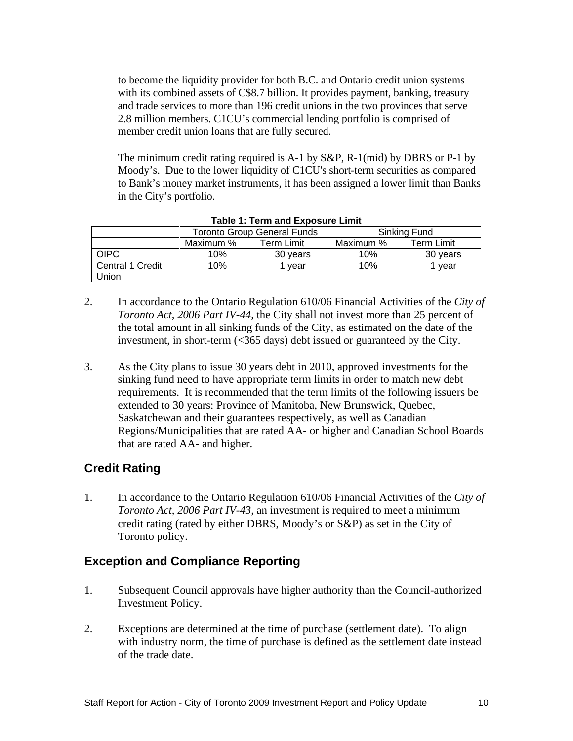to become the liquidity provider for both B.C. and Ontario credit union systems with its combined assets of C$8.7 billion. It provides payment, banking, treasury and trade services to more than 196 credit unions in the two provinces that serve 2.8 million members. C1CU's commercial lending portfolio is comprised of member credit union loans that are fully secured.

The minimum credit rating required is A-1 by S&P, R-1(mid) by DBRS or P-1 by Moody's. Due to the lower liquidity of C1CU's short-term securities as compared to Bank's money market instruments, it has been assigned a lower limit than Banks in the City's portfolio.

**Table 1: Term and Exposure Limit**

| | Toronto Group General Funds | | Sinking Fund | |
|---|---|---|---|---|
| | Maximum % | Term Limit | Maximum % | Term Limit |
| OIPC | 10% | 30 years | 10% | 30 years |
| Central 1 Credit Union | 10% | 1 year | 10% | 1 year |

2. In accordance to the Ontario Regulation 610/06 Financial Activities of the *City of Toronto Act, 2006 Part IV-44,* the City shall not invest more than 25 percent of the total amount in all sinking funds of the City, as estimated on the date of the investment, in short-term (<365 days) debt issued or guaranteed by the City.

3. As the City plans to issue 30 years debt in 2010, approved investments for the sinking fund need to have appropriate term limits in order to match new debt requirements. It is recommended that the term limits of the following issuers be extended to 30 years: Province of Manitoba, New Brunswick, Quebec, Saskatchewan and their guarantees respectively, as well as Canadian Regions/Municipalities that are rated AA- or higher and Canadian School Boards that are rated AA- and higher.

## Credit Rating

1. In accordance to the Ontario Regulation 610/06 Financial Activities of the *City of Toronto Act, 2006 Part IV-43,* an investment is required to meet a minimum credit rating (rated by either DBRS, Moody's or S&P) as set in the City of Toronto policy.

## Exception and Compliance Reporting

1. Subsequent Council approvals have higher authority than the Council-authorized Investment Policy.

2. Exceptions are determined at the time of purchase (settlement date). To align with industry norm, the time of purchase is defined as the settlement date instead of the trade date.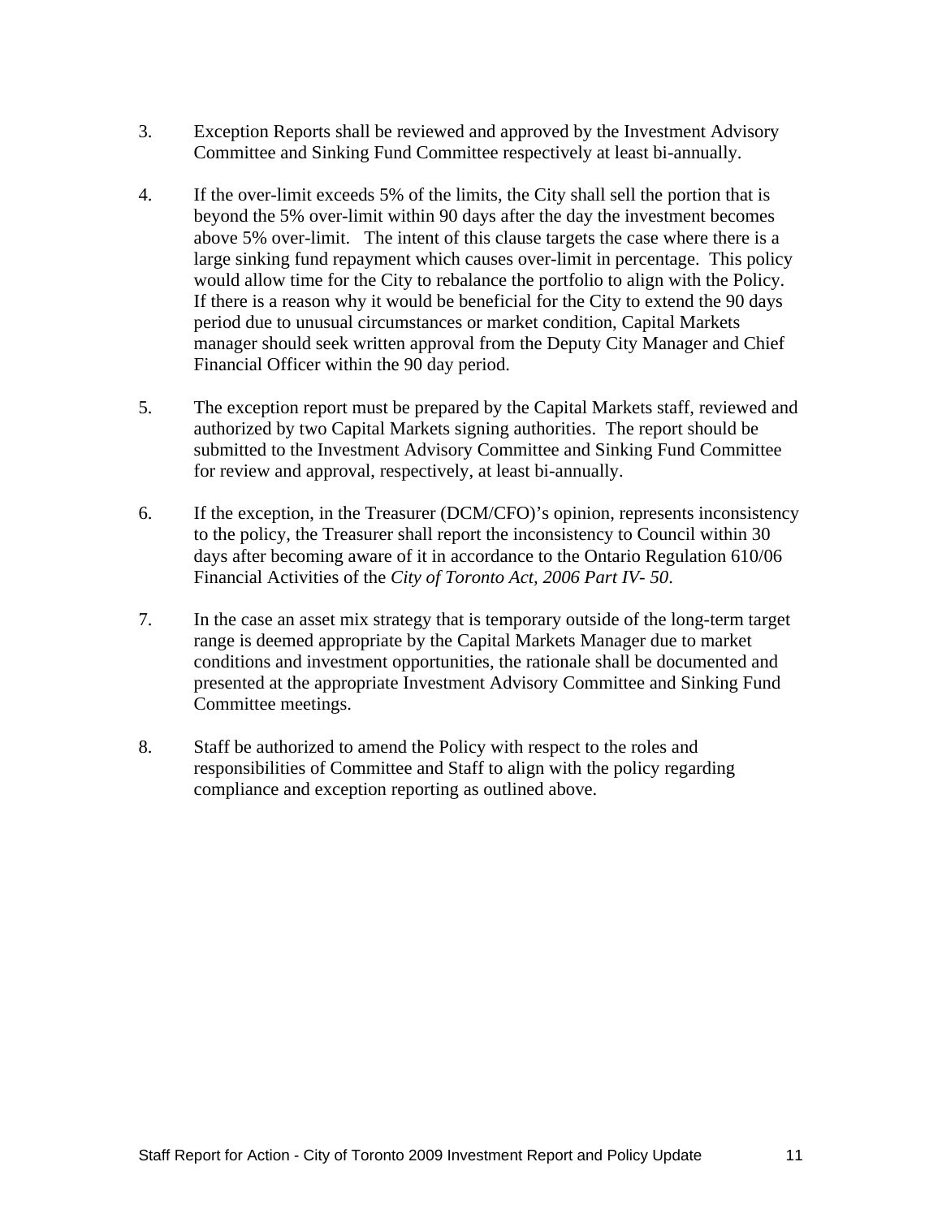3. Exception Reports shall be reviewed and approved by the Investment Advisory Committee and Sinking Fund Committee respectively at least bi-annually.

4. If the over-limit exceeds 5% of the limits, the City shall sell the portion that is beyond the 5% over-limit within 90 days after the day the investment becomes above 5% over-limit. The intent of this clause targets the case where there is a large sinking fund repayment which causes over-limit in percentage. This policy would allow time for the City to rebalance the portfolio to align with the Policy. If there is a reason why it would be beneficial for the City to extend the 90 days period due to unusual circumstances or market condition, Capital Markets manager should seek written approval from the Deputy City Manager and Chief Financial Officer within the 90 day period.

5. The exception report must be prepared by the Capital Markets staff, reviewed and authorized by two Capital Markets signing authorities. The report should be submitted to the Investment Advisory Committee and Sinking Fund Committee for review and approval, respectively, at least bi-annually.

6. If the exception, in the Treasurer (DCM/CFO)'s opinion, represents inconsistency to the policy, the Treasurer shall report the inconsistency to Council within 30 days after becoming aware of it in accordance to the Ontario Regulation 610/06 Financial Activities of the *City of Toronto Act, 2006 Part IV- 50*.

7. In the case an asset mix strategy that is temporary outside of the long-term target range is deemed appropriate by the Capital Markets Manager due to market conditions and investment opportunities, the rationale shall be documented and presented at the appropriate Investment Advisory Committee and Sinking Fund Committee meetings.

8. Staff be authorized to amend the Policy with respect to the roles and responsibilities of Committee and Staff to align with the policy regarding compliance and exception reporting as outlined above.